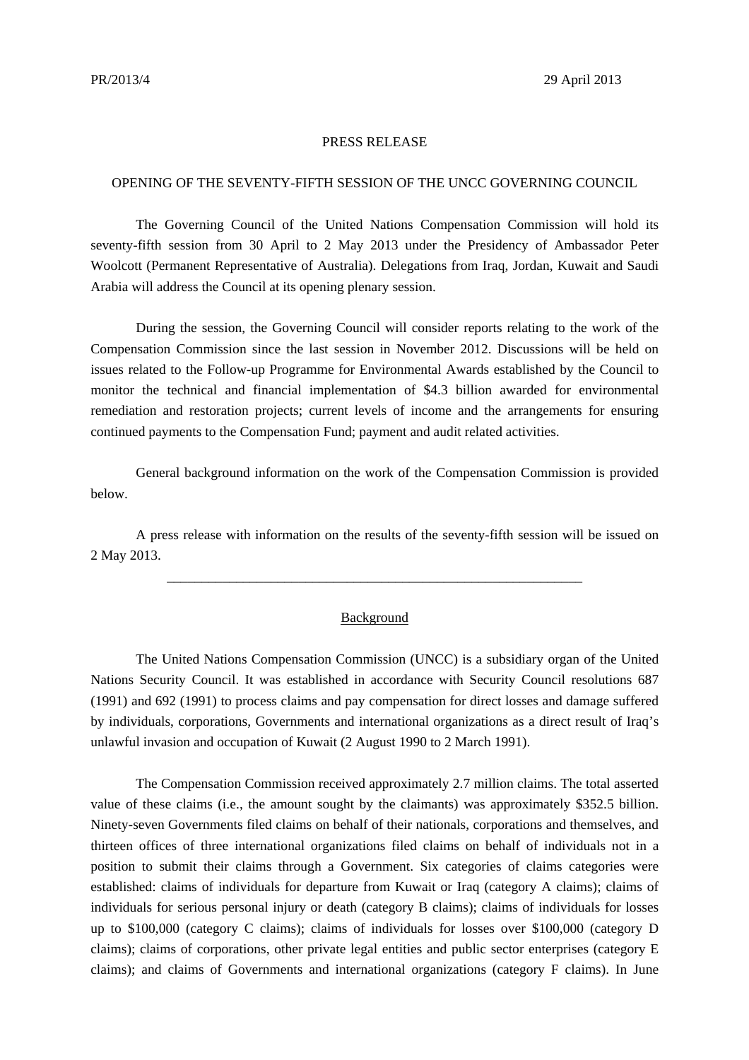PR/2013/4 29 April 2013

PRESS RELEASE

# OPENING OF THE SEVENTY-FIFTH SESSION OF THE UNCC GOVERNING COUNCIL

The Governing Council of the United Nations Compensation Commission will hold its seventy-fifth session from 30 April to 2 May 2013 under the Presidency of Ambassador Peter Woolcott (Permanent Representative of Australia). Delegations from Iraq, Jordan, Kuwait and Saudi Arabia will address the Council at its opening plenary session.

During the session, the Governing Council will consider reports relating to the work of the Compensation Commission since the last session in November 2012. Discussions will be held on issues related to the Follow-up Programme for Environmental Awards established by the Council to monitor the technical and financial implementation of $4.3 billion awarded for environmental remediation and restoration projects; current levels of income and the arrangements for ensuring continued payments to the Compensation Fund; payment and audit related activities.

General background information on the work of the Compensation Commission is provided below.

A press release with information on the results of the seventy-fifth session will be issued on 2 May 2013.

---

## Background

The United Nations Compensation Commission (UNCC) is a subsidiary organ of the United Nations Security Council. It was established in accordance with Security Council resolutions 687 (1991) and 692 (1991) to process claims and pay compensation for direct losses and damage suffered by individuals, corporations, Governments and international organizations as a direct result of Iraq's unlawful invasion and occupation of Kuwait (2 August 1990 to 2 March 1991).

The Compensation Commission received approximately 2.7 million claims. The total asserted value of these claims (i.e., the amount sought by the claimants) was approximately $352.5 billion. Ninety-seven Governments filed claims on behalf of their nationals, corporations and themselves, and thirteen offices of three international organizations filed claims on behalf of individuals not in a position to submit their claims through a Government. Six categories of claims categories were established: claims of individuals for departure from Kuwait or Iraq (category A claims); claims of individuals for serious personal injury or death (category B claims); claims of individuals for losses up to $100,000 (category C claims); claims of individuals for losses over $100,000 (category D claims); claims of corporations, other private legal entities and public sector enterprises (category E claims); and claims of Governments and international organizations (category F claims). In June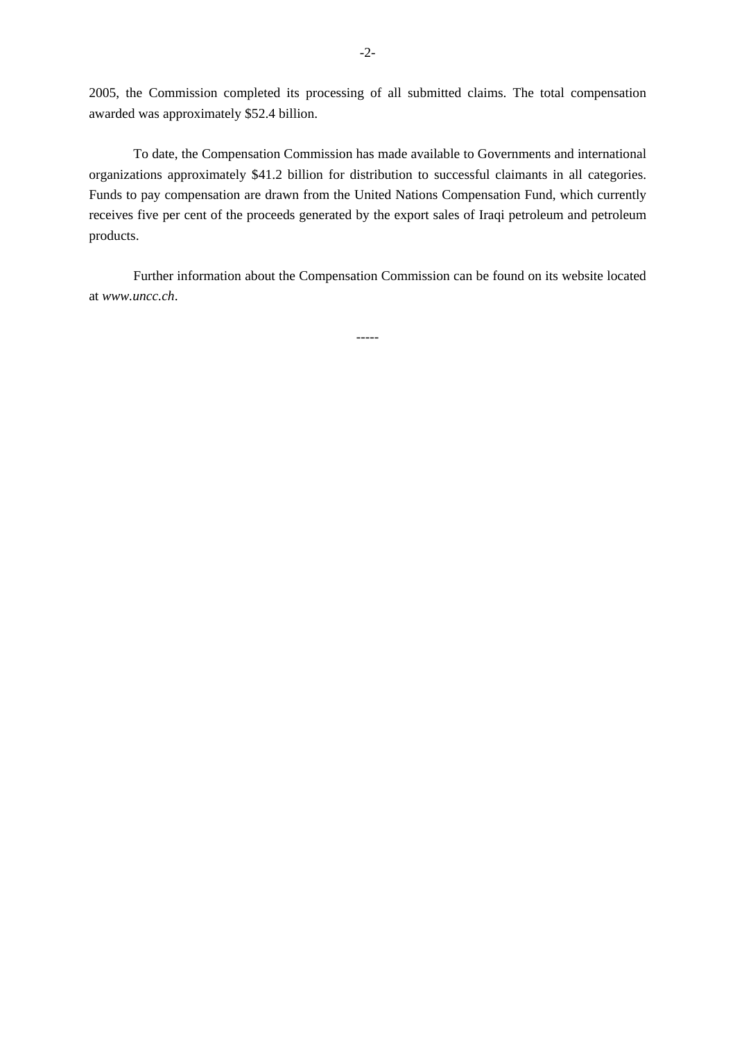2005, the Commission completed its processing of all submitted claims. The total compensation awarded was approximately $52.4 billion.

To date, the Compensation Commission has made available to Governments and international organizations approximately $41.2 billion for distribution to successful claimants in all categories. Funds to pay compensation are drawn from the United Nations Compensation Fund, which currently receives five per cent of the proceeds generated by the export sales of Iraqi petroleum and petroleum products.

Further information about the Compensation Commission can be found on its website located at *www.uncc.ch*.

-----